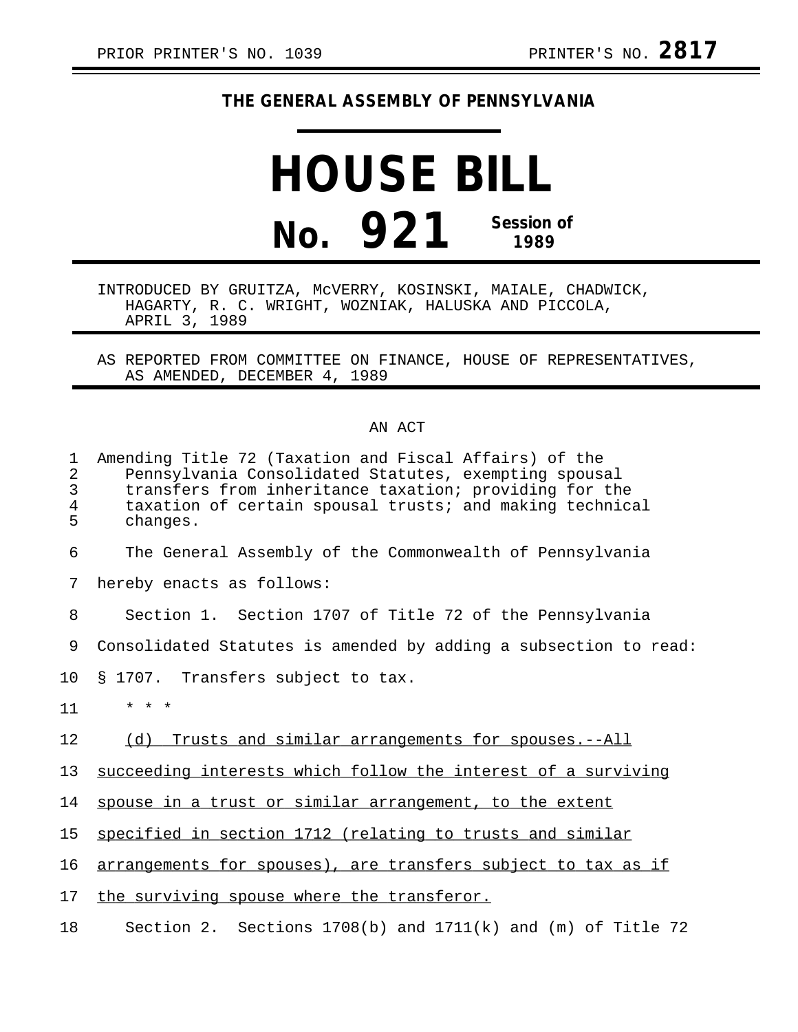PRIOR PRINTER'S NO. 1039 PRINTER'S NO. **2817**

**THE GENERAL ASSEMBLY OF PENNSYLVANIA**

# HOUSE BILL

# No. 921 Session of 1989

INTRODUCED BY GRUITZA, McVERRY, KOSINSKI, MAIALE, CHADWICK, HAGARTY, R. C. WRIGHT, WOZNIAK, HALUSKA AND PICCOLA, APRIL 3, 1989

AS REPORTED FROM COMMITTEE ON FINANCE, HOUSE OF REPRESENTATIVES, AS AMENDED, DECEMBER 4, 1989

AN ACT

Amending Title 72 (Taxation and Fiscal Affairs) of the Pennsylvania Consolidated Statutes, exempting spousal transfers from inheritance taxation; providing for the taxation of certain spousal trusts; and making technical changes.

The General Assembly of the Commonwealth of Pennsylvania hereby enacts as follows:

Section 1. Section 1707 of Title 72 of the Pennsylvania Consolidated Statutes is amended by adding a subsection to read:

§ 1707. Transfers subject to tax.

\* \* \*

<u>(d) Trusts and similar arrangements for spouses.--All succeeding interests which follow the interest of a surviving spouse in a trust or similar arrangement, to the extent specified in section 1712 (relating to trusts and similar arrangements for spouses), are transfers subject to tax as if the surviving spouse where the transferor.</u>

Section 2. Sections 1708(b) and 1711(k) and (m) of Title 72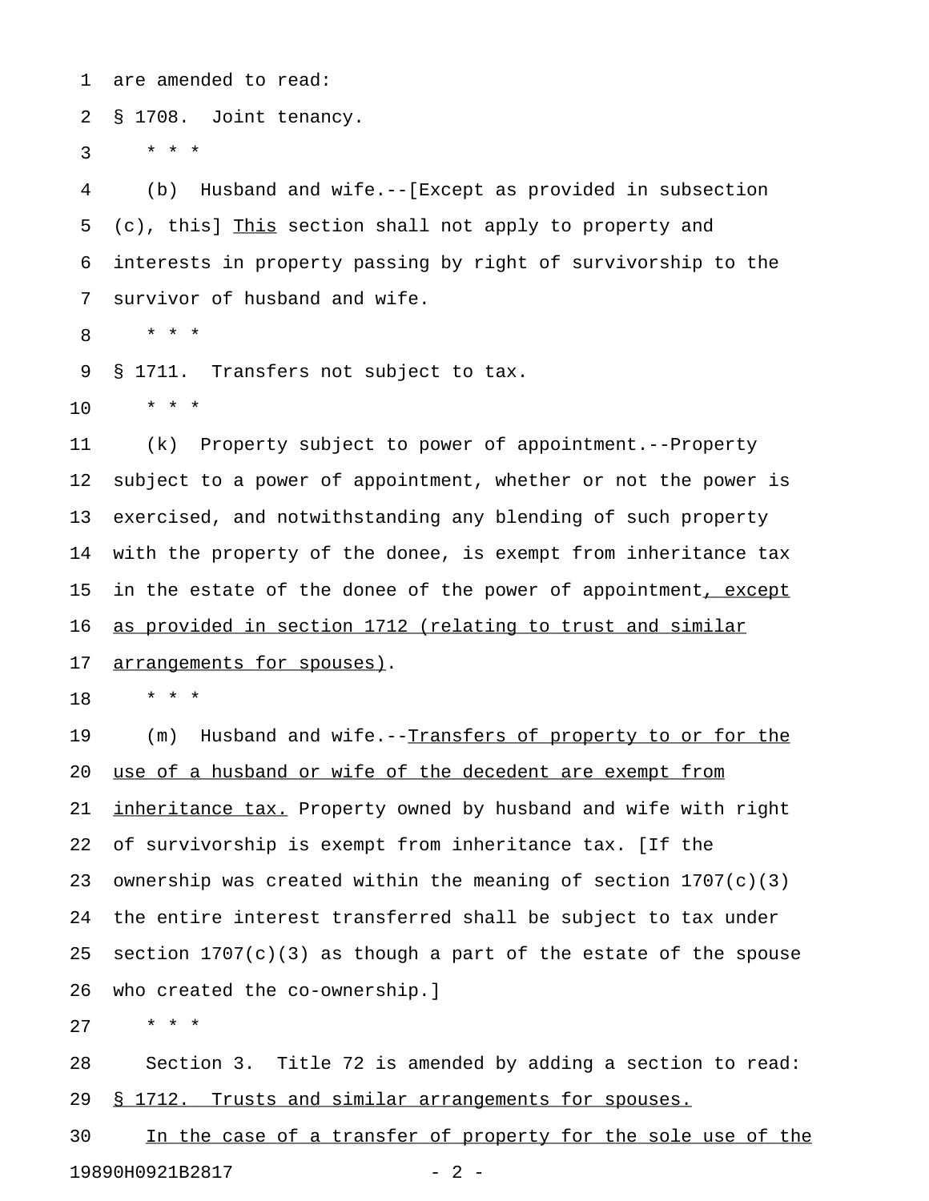are amended to read:

§ 1708.  Joint tenancy.

\* \* \*

(b)  Husband and wife.--[Except as provided in subsection (c), this] This section shall not apply to property and interests in property passing by right of survivorship to the survivor of husband and wife.

\* \* \*

§ 1711.  Transfers not subject to tax.

\* \* \*

(k)  Property subject to power of appointment.--Property subject to a power of appointment, whether or not the power is exercised, and notwithstanding any blending of such property with the property of the donee, is exempt from inheritance tax in the estate of the donee of the power of appointment, except as provided in section 1712 (relating to trust and similar arrangements for spouses).

\* \* \*

(m)  Husband and wife.--Transfers of property to or for the use of a husband or wife of the decedent are exempt from inheritance tax. Property owned by husband and wife with right of survivorship is exempt from inheritance tax. [If the ownership was created within the meaning of section 1707(c)(3) the entire interest transferred shall be subject to tax under section 1707(c)(3) as though a part of the estate of the spouse who created the co-ownership.]

\* \* \*

Section 3.  Title 72 is amended by adding a section to read:

§ 1712.  Trusts and similar arrangements for spouses.

In the case of a transfer of property for the sole use of the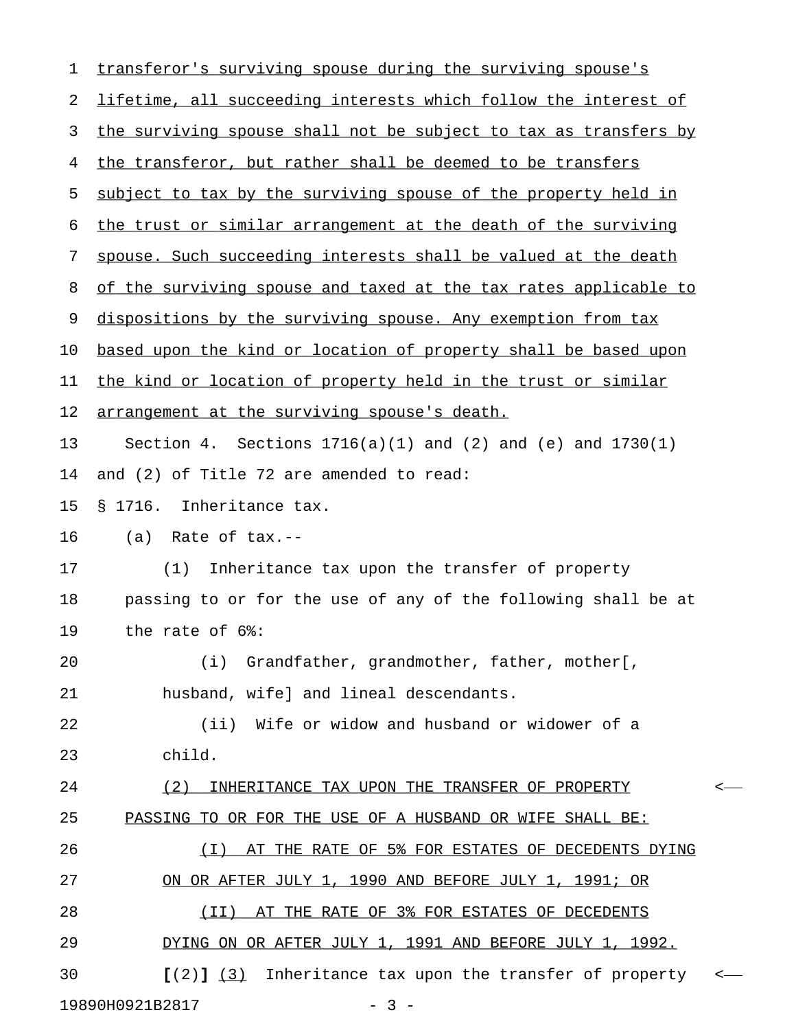transferor's surviving spouse during the surviving spouse's lifetime, all succeeding interests which follow the interest of the surviving spouse shall not be subject to tax as transfers by the transferor, but rather shall be deemed to be transfers subject to tax by the surviving spouse of the property held in the trust or similar arrangement at the death of the surviving spouse. Such succeeding interests shall be valued at the death of the surviving spouse and taxed at the tax rates applicable to dispositions by the surviving spouse. Any exemption from tax based upon the kind or location of property shall be based upon the kind or location of property held in the trust or similar arrangement at the surviving spouse's death.

Section 4. Sections 1716(a)(1) and (2) and (e) and 1730(1) and (2) of Title 72 are amended to read:

§ 1716. Inheritance tax.

(a) Rate of tax.--

(1) Inheritance tax upon the transfer of property passing to or for the use of any of the following shall be at the rate of 6%:

(i) Grandfather, grandmother, father, mother[, husband, wife] and lineal descendants.

(ii) Wife or widow and husband or widower of a child.

(2) INHERITANCE TAX UPON THE TRANSFER OF PROPERTY PASSING TO OR FOR THE USE OF A HUSBAND OR WIFE SHALL BE:

(I) AT THE RATE OF 5% FOR ESTATES OF DECEDENTS DYING ON OR AFTER JULY 1, 1990 AND BEFORE JULY 1, 1991; OR

(II) AT THE RATE OF 3% FOR ESTATES OF DECEDENTS DYING ON OR AFTER JULY 1, 1991 AND BEFORE JULY 1, 1992.

**[**(2)**]** (3) Inheritance tax upon the transfer of property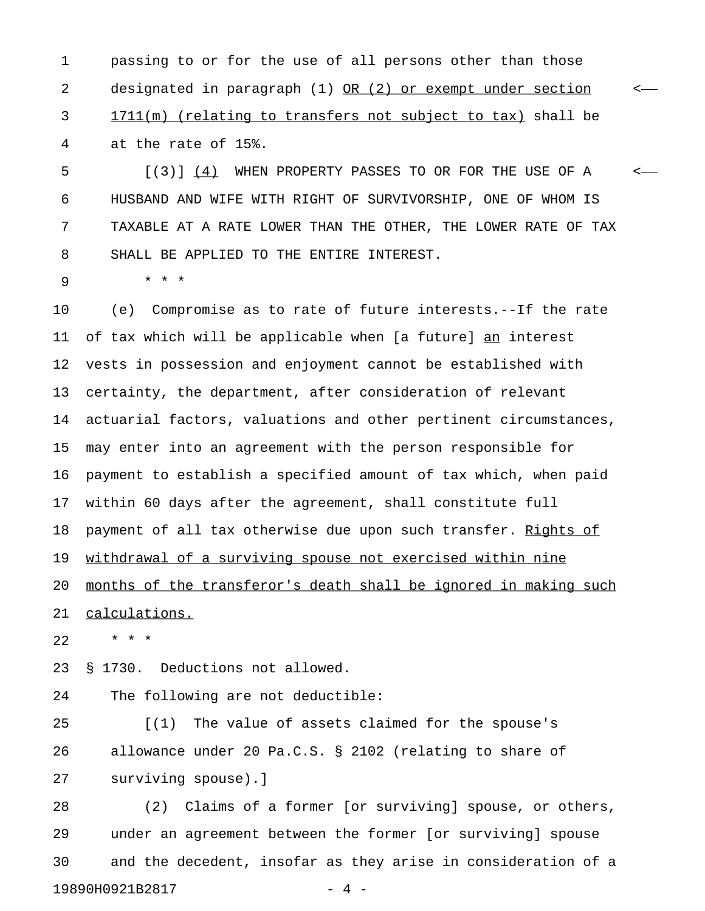passing to or for the use of all persons other than those designated in paragraph (1) <u>OR (2) or exempt under section 1711(m) (relating to transfers not subject to tax)</u> shall be at the rate of 15%.

[(3)] <u>(4)</u> WHEN PROPERTY PASSES TO OR FOR THE USE OF A HUSBAND AND WIFE WITH RIGHT OF SURVIVORSHIP, ONE OF WHOM IS TAXABLE AT A RATE LOWER THAN THE OTHER, THE LOWER RATE OF TAX SHALL BE APPLIED TO THE ENTIRE INTEREST.

\* \* \*

(e) Compromise as to rate of future interests.--If the rate of tax which will be applicable when [a future] <u>an</u> interest vests in possession and enjoyment cannot be established with certainty, the department, after consideration of relevant actuarial factors, valuations and other pertinent circumstances, may enter into an agreement with the person responsible for payment to establish a specified amount of tax which, when paid within 60 days after the agreement, shall constitute full payment of all tax otherwise due upon such transfer. <u>Rights of withdrawal of a surviving spouse not exercised within nine months of the transferor's death shall be ignored in making such calculations.</u>

\* \* \*

§ 1730. Deductions not allowed.

The following are not deductible:

[(1) The value of assets claimed for the spouse's allowance under 20 Pa.C.S. § 2102 (relating to share of surviving spouse).]

(2) Claims of a former [or surviving] spouse, or others, under an agreement between the former [or surviving] spouse and the decedent, insofar as they arise in consideration of a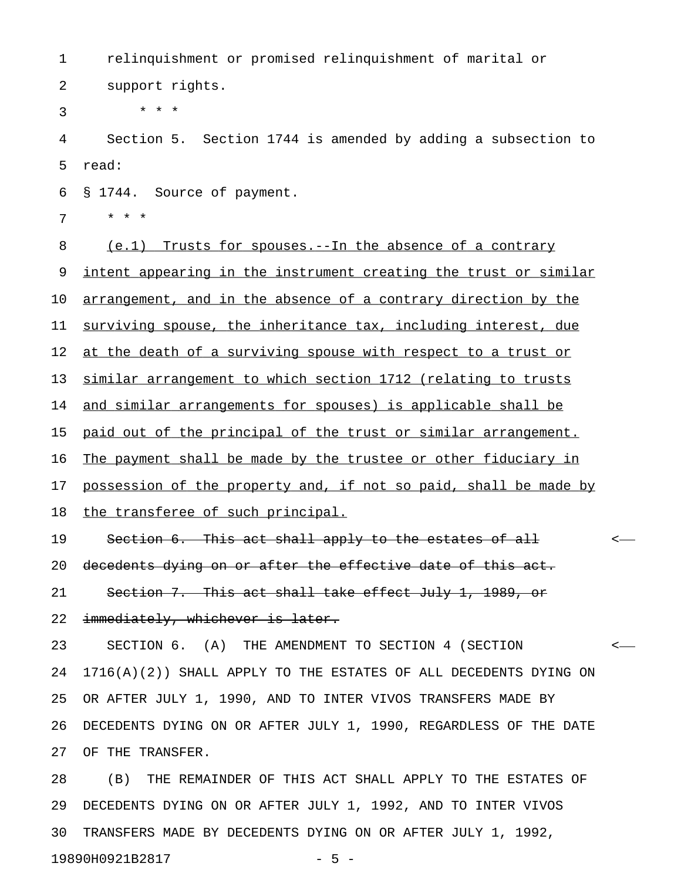relinquishment or promised relinquishment of marital or support rights.

\* \* \*

Section 5. Section 1744 is amended by adding a subsection to read:

§ 1744. Source of payment.

\* \* \*

<u>(e.1) Trusts for spouses.--In the absence of a contrary intent appearing in the instrument creating the trust or similar arrangement, and in the absence of a contrary direction by the surviving spouse, the inheritance tax, including interest, due at the death of a surviving spouse with respect to a trust or similar arrangement to which section 1712 (relating to trusts and similar arrangements for spouses) is applicable shall be paid out of the principal of the trust or similar arrangement. The payment shall be made by the trustee or other fiduciary in possession of the property and, if not so paid, shall be made by the transferee of such principal.</u>

~~Section 6. This act shall apply to the estates of all decedents dying on or after the effective date of this act.~~ <——

~~Section 7. This act shall take effect July 1, 1989, or immediately, whichever is later.~~

SECTION 6. (A) THE AMENDMENT TO SECTION 4 (SECTION 1716(A)(2)) SHALL APPLY TO THE ESTATES OF ALL DECEDENTS DYING ON OR AFTER JULY 1, 1990, AND TO INTER VIVOS TRANSFERS MADE BY DECEDENTS DYING ON OR AFTER JULY 1, 1990, REGARDLESS OF THE DATE OF THE TRANSFER. <——

(B) THE REMAINDER OF THIS ACT SHALL APPLY TO THE ESTATES OF DECEDENTS DYING ON OR AFTER JULY 1, 1992, AND TO INTER VIVOS TRANSFERS MADE BY DECEDENTS DYING ON OR AFTER JULY 1, 1992,

19890H0921B2817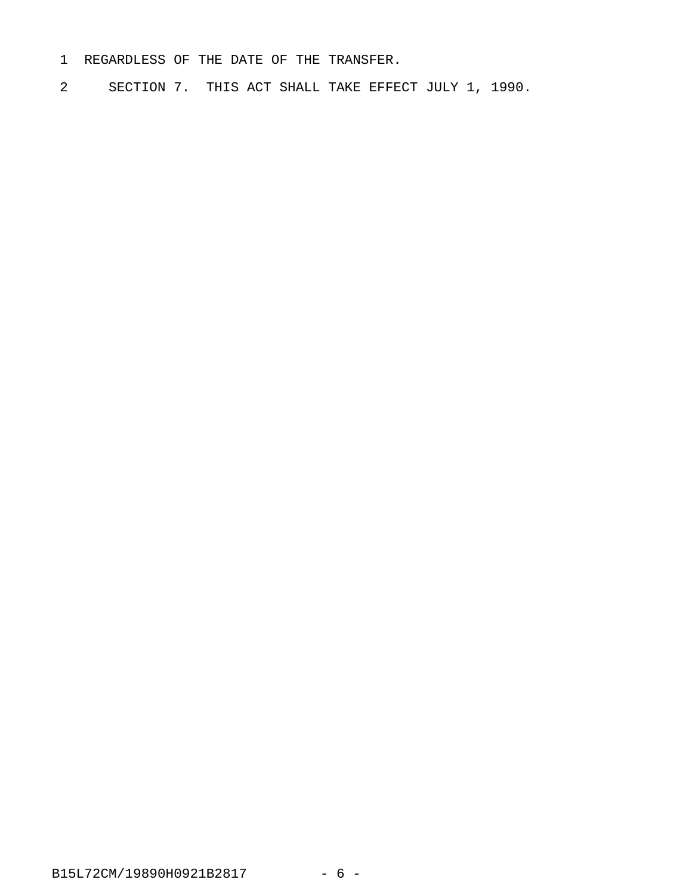REGARDLESS OF THE DATE OF THE TRANSFER.

SECTION 7. THIS ACT SHALL TAKE EFFECT JULY 1, 1990.